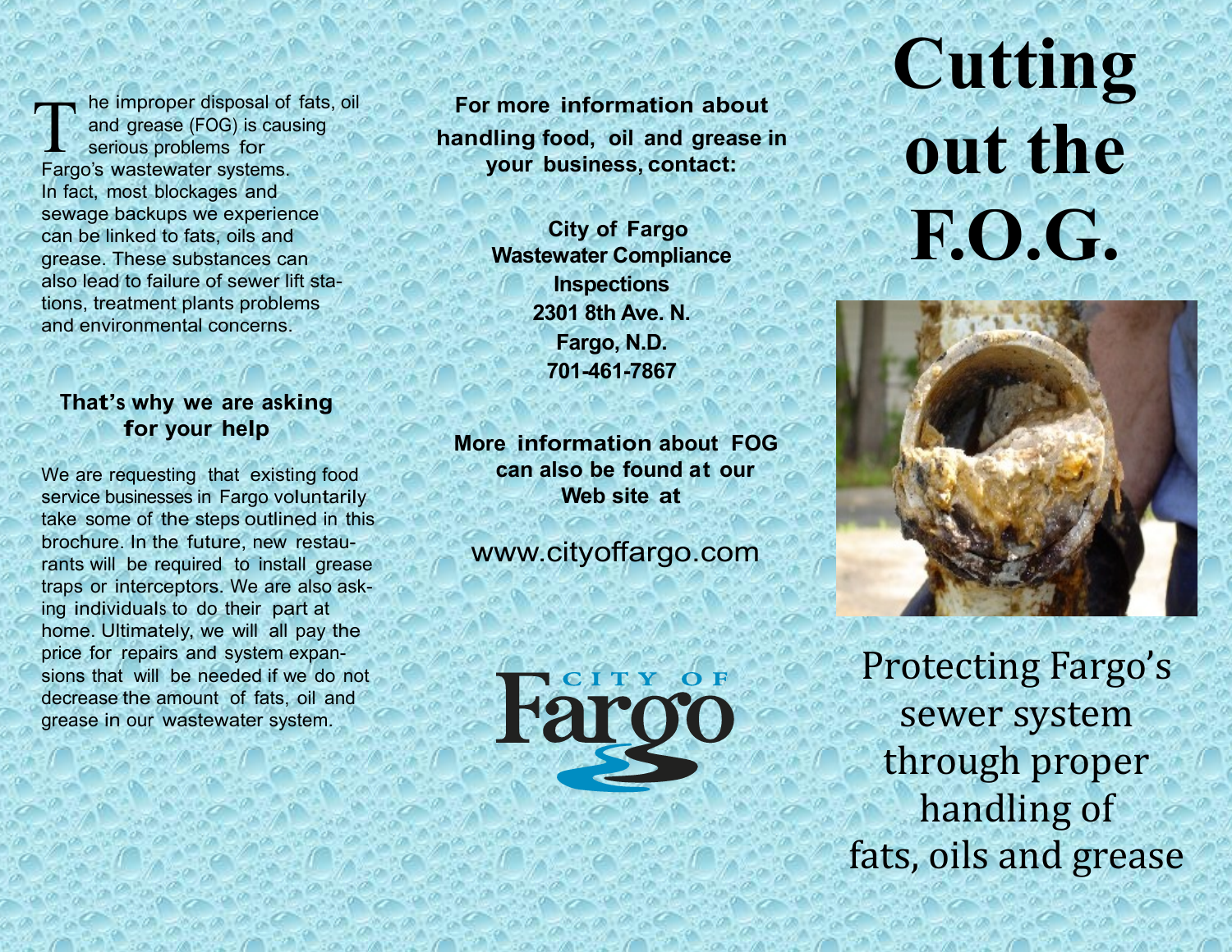The improper disposal of fats, oil and grease (FOG) is causing serious problems for Fargo's wastewater systems. In fact, most blockages and sewage backups we experience can be linked to fats, oils and grease. These substances can also lead to failure of sewer lift stations, treatment plants problems and environmental concerns.

### That's why we are asking for your help

We are requesting that existing food service businesses in Fargo voluntarily take some of the steps outlined in this brochure. In the future, new restaurants will be required to install grease traps or interceptors. We are also asking individuals to do their part at home. Ultimately, we will all pay the price for repairs and system expansions that will be needed if we do not decrease the amount of fats, oil and grease in our wastewater system.

**For more information about handling food, oil and grease in your business, contact:**

**City of Fargo**
**Wastewater Compliance Inspections**
**2301 8th Ave. N.**
**Fargo, N.D.**
**701-461-7867**

**More information about FOG can also be found at our Web site at**

www.cityoffargo.com

CITY OF Fargo

# Cutting out the F.O.G.

Protecting Fargo's sewer system through proper handling of fats, oils and grease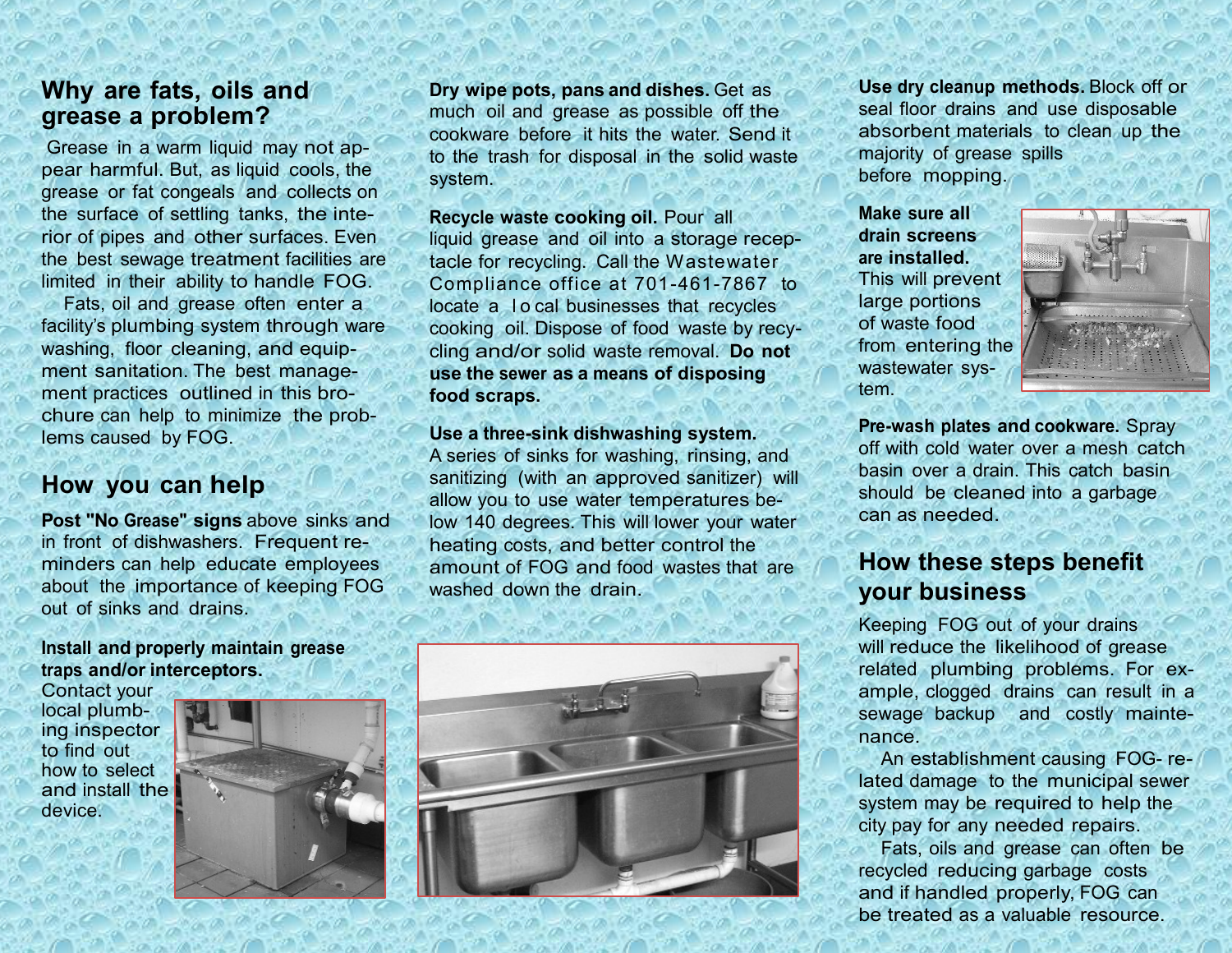## Why are fats, oils and grease a problem?

Grease in a warm liquid may not appear harmful. But, as liquid cools, the grease or fat congeals and collects on the surface of settling tanks, the interior of pipes and other surfaces. Even the best sewage treatment facilities are limited in their ability to handle FOG.

Fats, oil and grease often enter a facility's plumbing system through ware washing, floor cleaning, and equipment sanitation. The best management practices outlined in this brochure can help to minimize the problems caused by FOG.

## How you can help

**Post "No Grease" signs** above sinks and in front of dishwashers. Frequent reminders can help educate employees about the importance of keeping FOG out of sinks and drains.

**Install and properly maintain grease traps and/or interceptors.** Contact your local plumbing inspector to find out how to select and install the device.

**Dry wipe pots, pans and dishes.** Get as much oil and grease as possible off the cookware before it hits the water. Send it to the trash for disposal in the solid waste system.

**Recycle waste cooking oil.** Pour all liquid grease and oil into a storage receptacle for recycling. Call the Wastewater Compliance office at 701-461-7867 to locate a local businesses that recycles cooking oil. Dispose of food waste by recycling and/or solid waste removal. **Do not use the sewer as a means of disposing food scraps.**

**Use a three-sink dishwashing system.** A series of sinks for washing, rinsing, and sanitizing (with an approved sanitizer) will allow you to use water temperatures below 140 degrees. This will lower your water heating costs, and better control the amount of FOG and food wastes that are washed down the drain.

**Use dry cleanup methods.** Block off or seal floor drains and use disposable absorbent materials to clean up the majority of grease spills before mopping.

**Make sure all drain screens are installed.** This will prevent large portions of waste food from entering the wastewater system.

**Pre-wash plates and cookware.** Spray off with cold water over a mesh catch basin over a drain. This catch basin should be cleaned into a garbage can as needed.

## How these steps benefit your business

Keeping FOG out of your drains will reduce the likelihood of grease related plumbing problems. For example, clogged drains can result in a sewage backup and costly maintenance.

An establishment causing FOG-related damage to the municipal sewer system may be required to help the city pay for any needed repairs.

Fats, oils and grease can often be recycled reducing garbage costs and if handled properly, FOG can be treated as a valuable resource.